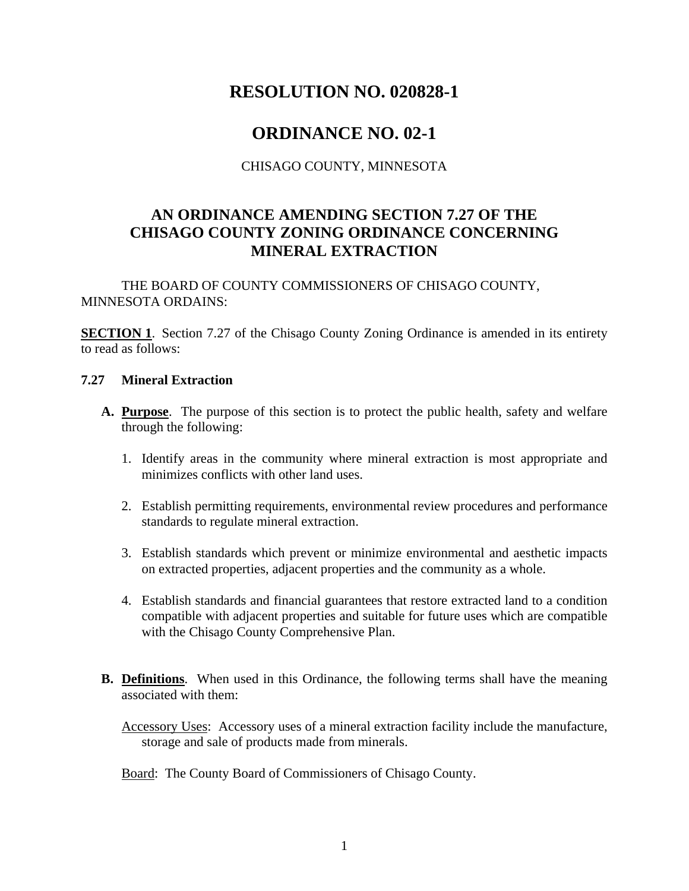# RESOLUTION NO. 020828-1

# ORDINANCE NO. 02-1

CHISAGO COUNTY, MINNESOTA

## AN ORDINANCE AMENDING SECTION 7.27 OF THE CHISAGO COUNTY ZONING ORDINANCE CONCERNING MINERAL EXTRACTION

THE BOARD OF COUNTY COMMISSIONERS OF CHISAGO COUNTY, MINNESOTA ORDAINS:

**SECTION 1**. Section 7.27 of the Chisago County Zoning Ordinance is amended in its entirety to read as follows:

### 7.27 Mineral Extraction

**A. Purpose**. The purpose of this section is to protect the public health, safety and welfare through the following:

1. Identify areas in the community where mineral extraction is most appropriate and minimizes conflicts with other land uses.
2. Establish permitting requirements, environmental review procedures and performance standards to regulate mineral extraction.
3. Establish standards which prevent or minimize environmental and aesthetic impacts on extracted properties, adjacent properties and the community as a whole.
4. Establish standards and financial guarantees that restore extracted land to a condition compatible with adjacent properties and suitable for future uses which are compatible with the Chisago County Comprehensive Plan.

**B. Definitions**. When used in this Ordinance, the following terms shall have the meaning associated with them:

Accessory Uses: Accessory uses of a mineral extraction facility include the manufacture, storage and sale of products made from minerals.

Board: The County Board of Commissioners of Chisago County.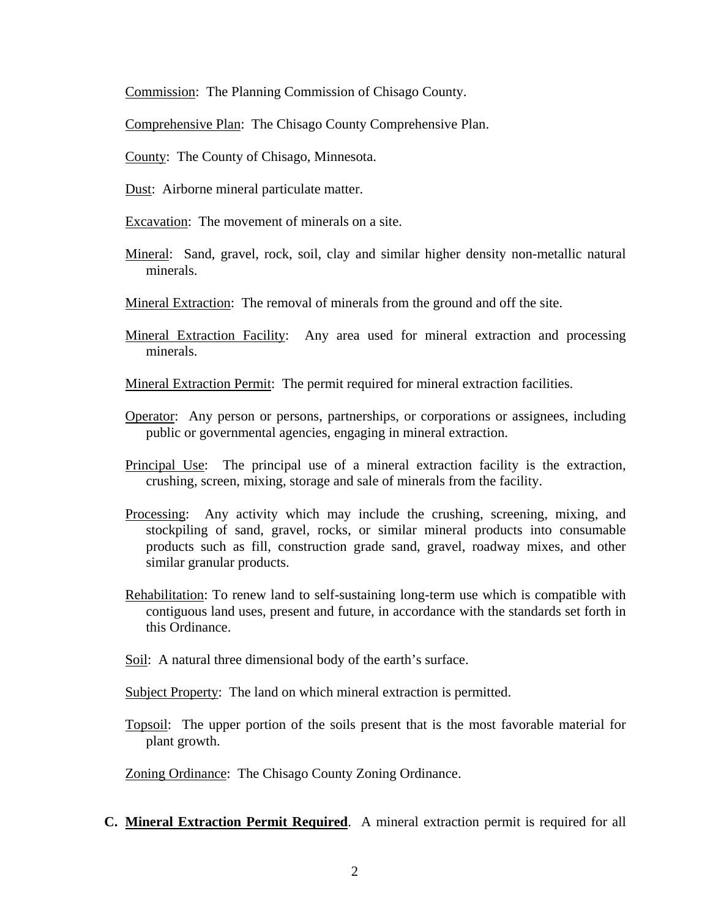<u>Commission</u>: The Planning Commission of Chisago County.

<u>Comprehensive Plan</u>: The Chisago County Comprehensive Plan.

<u>County</u>: The County of Chisago, Minnesota.

<u>Dust</u>: Airborne mineral particulate matter.

<u>Excavation</u>: The movement of minerals on a site.

<u>Mineral</u>: Sand, gravel, rock, soil, clay and similar higher density non-metallic natural minerals.

<u>Mineral Extraction</u>: The removal of minerals from the ground and off the site.

<u>Mineral Extraction Facility</u>: Any area used for mineral extraction and processing minerals.

<u>Mineral Extraction Permit</u>: The permit required for mineral extraction facilities.

<u>Operator</u>: Any person or persons, partnerships, or corporations or assignees, including public or governmental agencies, engaging in mineral extraction.

<u>Principal Use</u>: The principal use of a mineral extraction facility is the extraction, crushing, screen, mixing, storage and sale of minerals from the facility.

<u>Processing</u>: Any activity which may include the crushing, screening, mixing, and stockpiling of sand, gravel, rocks, or similar mineral products into consumable products such as fill, construction grade sand, gravel, roadway mixes, and other similar granular products.

<u>Rehabilitation</u>: To renew land to self-sustaining long-term use which is compatible with contiguous land uses, present and future, in accordance with the standards set forth in this Ordinance.

<u>Soil</u>: A natural three dimensional body of the earth's surface.

<u>Subject Property</u>: The land on which mineral extraction is permitted.

<u>Topsoil</u>: The upper portion of the soils present that is the most favorable material for plant growth.

<u>Zoning Ordinance</u>: The Chisago County Zoning Ordinance.

**C. <u>Mineral Extraction Permit Required</u>**. A mineral extraction permit is required for all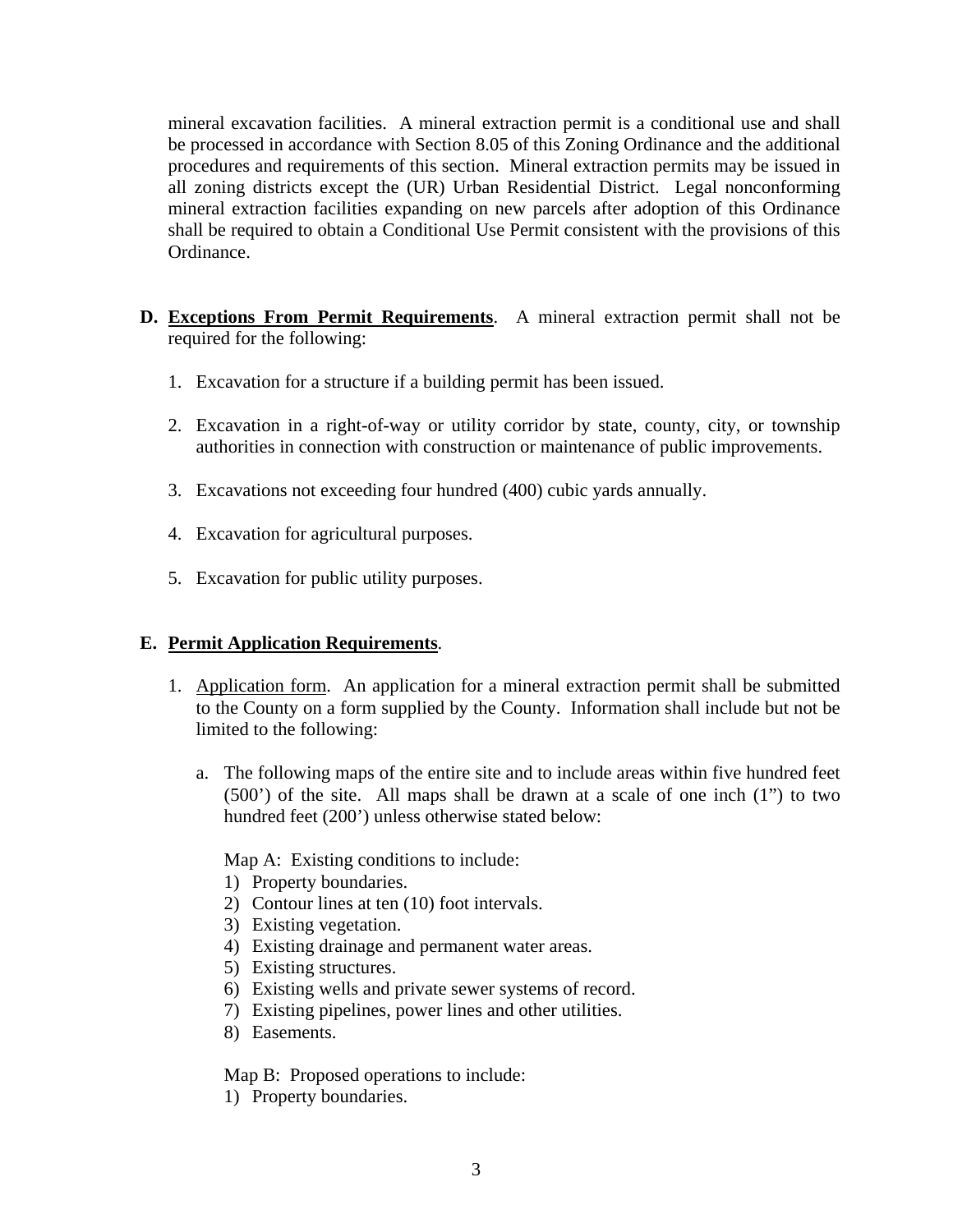mineral excavation facilities. A mineral extraction permit is a conditional use and shall be processed in accordance with Section 8.05 of this Zoning Ordinance and the additional procedures and requirements of this section. Mineral extraction permits may be issued in all zoning districts except the (UR) Urban Residential District. Legal nonconforming mineral extraction facilities expanding on new parcels after adoption of this Ordinance shall be required to obtain a Conditional Use Permit consistent with the provisions of this Ordinance.

**D. <u>Exceptions From Permit Requirements</u>**. A mineral extraction permit shall not be required for the following:

1. Excavation for a structure if a building permit has been issued.
2. Excavation in a right-of-way or utility corridor by state, county, city, or township authorities in connection with construction or maintenance of public improvements.
3. Excavations not exceeding four hundred (400) cubic yards annually.
4. Excavation for agricultural purposes.
5. Excavation for public utility purposes.

**E. <u>Permit Application Requirements</u>**.

1. <u>Application form</u>. An application for a mineral extraction permit shall be submitted to the County on a form supplied by the County. Information shall include but not be limited to the following:

   a. The following maps of the entire site and to include areas within five hundred feet (500') of the site. All maps shall be drawn at a scale of one inch (1") to two hundred feet (200') unless otherwise stated below:

      Map A: Existing conditions to include:
      1) Property boundaries.
      2) Contour lines at ten (10) foot intervals.
      3) Existing vegetation.
      4) Existing drainage and permanent water areas.
      5) Existing structures.
      6) Existing wells and private sewer systems of record.
      7) Existing pipelines, power lines and other utilities.
      8) Easements.

      Map B: Proposed operations to include:
      1) Property boundaries.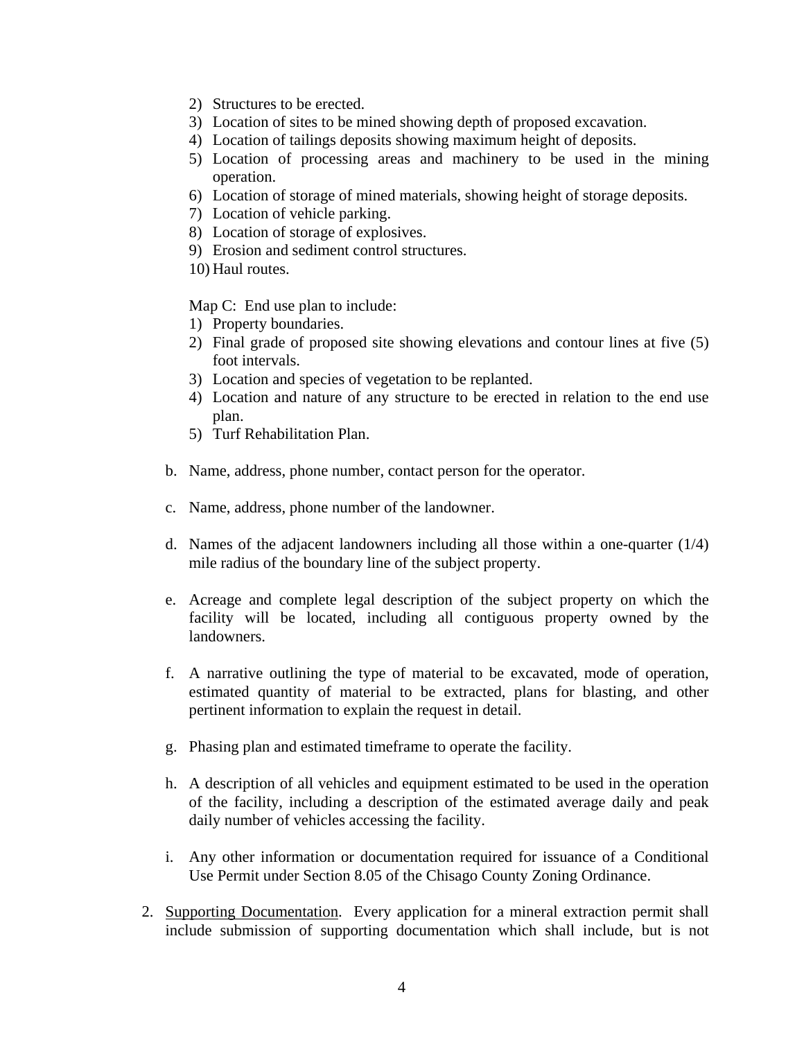2) Structures to be erected.
3) Location of sites to be mined showing depth of proposed excavation.
4) Location of tailings deposits showing maximum height of deposits.
5) Location of processing areas and machinery to be used in the mining operation.
6) Location of storage of mined materials, showing height of storage deposits.
7) Location of vehicle parking.
8) Location of storage of explosives.
9) Erosion and sediment control structures.
10) Haul routes.

Map C: End use plan to include:

1) Property boundaries.
2) Final grade of proposed site showing elevations and contour lines at five (5) foot intervals.
3) Location and species of vegetation to be replanted.
4) Location and nature of any structure to be erected in relation to the end use plan.
5) Turf Rehabilitation Plan.

b. Name, address, phone number, contact person for the operator.

c. Name, address, phone number of the landowner.

d. Names of the adjacent landowners including all those within a one-quarter (1/4) mile radius of the boundary line of the subject property.

e. Acreage and complete legal description of the subject property on which the facility will be located, including all contiguous property owned by the landowners.

f. A narrative outlining the type of material to be excavated, mode of operation, estimated quantity of material to be extracted, plans for blasting, and other pertinent information to explain the request in detail.

g. Phasing plan and estimated timeframe to operate the facility.

h. A description of all vehicles and equipment estimated to be used in the operation of the facility, including a description of the estimated average daily and peak daily number of vehicles accessing the facility.

i. Any other information or documentation required for issuance of a Conditional Use Permit under Section 8.05 of the Chisago County Zoning Ordinance.

2. Supporting Documentation. Every application for a mineral extraction permit shall include submission of supporting documentation which shall include, but is not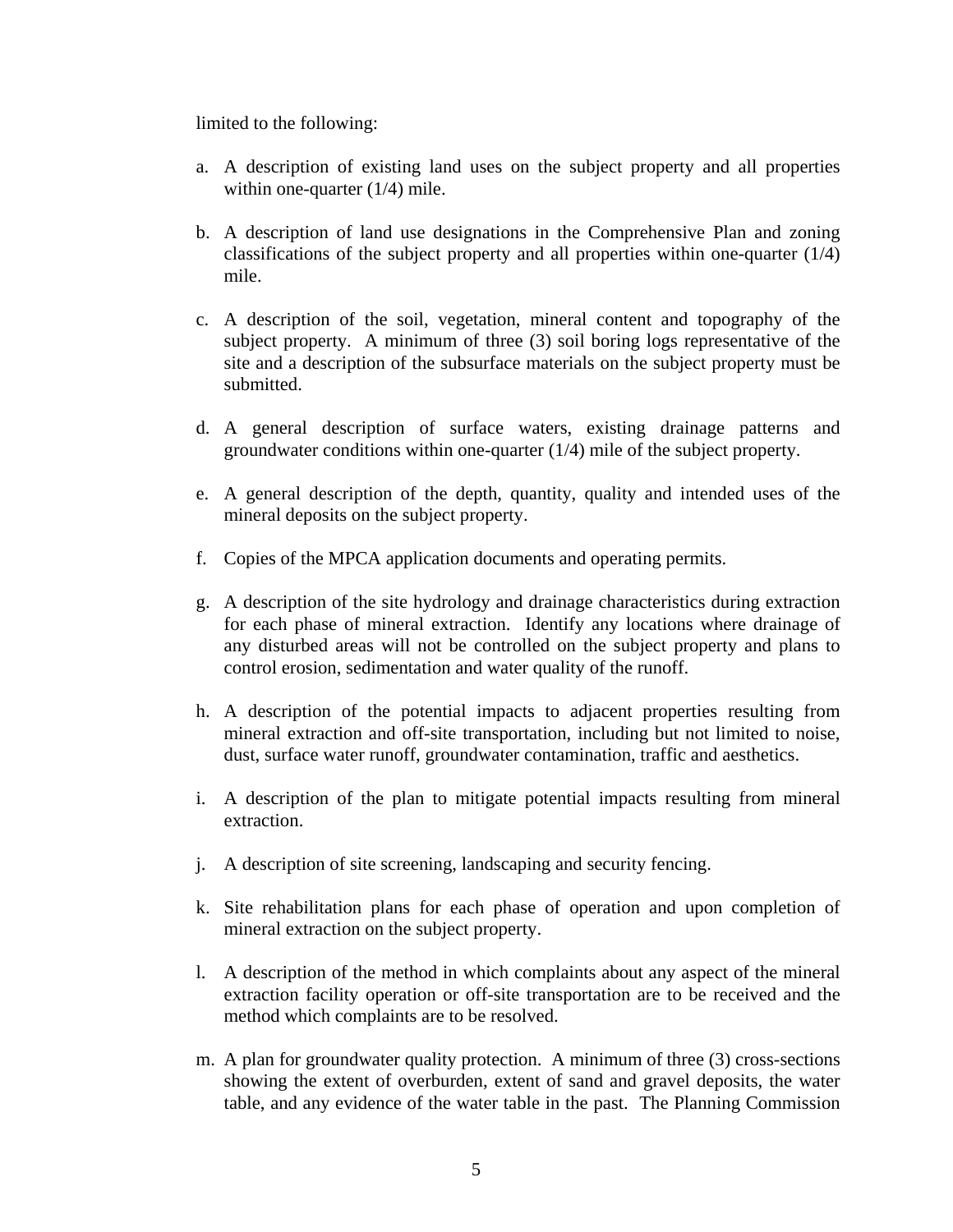limited to the following:

a. A description of existing land uses on the subject property and all properties within one-quarter (1/4) mile.

b. A description of land use designations in the Comprehensive Plan and zoning classifications of the subject property and all properties within one-quarter (1/4) mile.

c. A description of the soil, vegetation, mineral content and topography of the subject property. A minimum of three (3) soil boring logs representative of the site and a description of the subsurface materials on the subject property must be submitted.

d. A general description of surface waters, existing drainage patterns and groundwater conditions within one-quarter (1/4) mile of the subject property.

e. A general description of the depth, quantity, quality and intended uses of the mineral deposits on the subject property.

f. Copies of the MPCA application documents and operating permits.

g. A description of the site hydrology and drainage characteristics during extraction for each phase of mineral extraction. Identify any locations where drainage of any disturbed areas will not be controlled on the subject property and plans to control erosion, sedimentation and water quality of the runoff.

h. A description of the potential impacts to adjacent properties resulting from mineral extraction and off-site transportation, including but not limited to noise, dust, surface water runoff, groundwater contamination, traffic and aesthetics.

i. A description of the plan to mitigate potential impacts resulting from mineral extraction.

j. A description of site screening, landscaping and security fencing.

k. Site rehabilitation plans for each phase of operation and upon completion of mineral extraction on the subject property.

l. A description of the method in which complaints about any aspect of the mineral extraction facility operation or off-site transportation are to be received and the method which complaints are to be resolved.

m. A plan for groundwater quality protection. A minimum of three (3) cross-sections showing the extent of overburden, extent of sand and gravel deposits, the water table, and any evidence of the water table in the past. The Planning Commission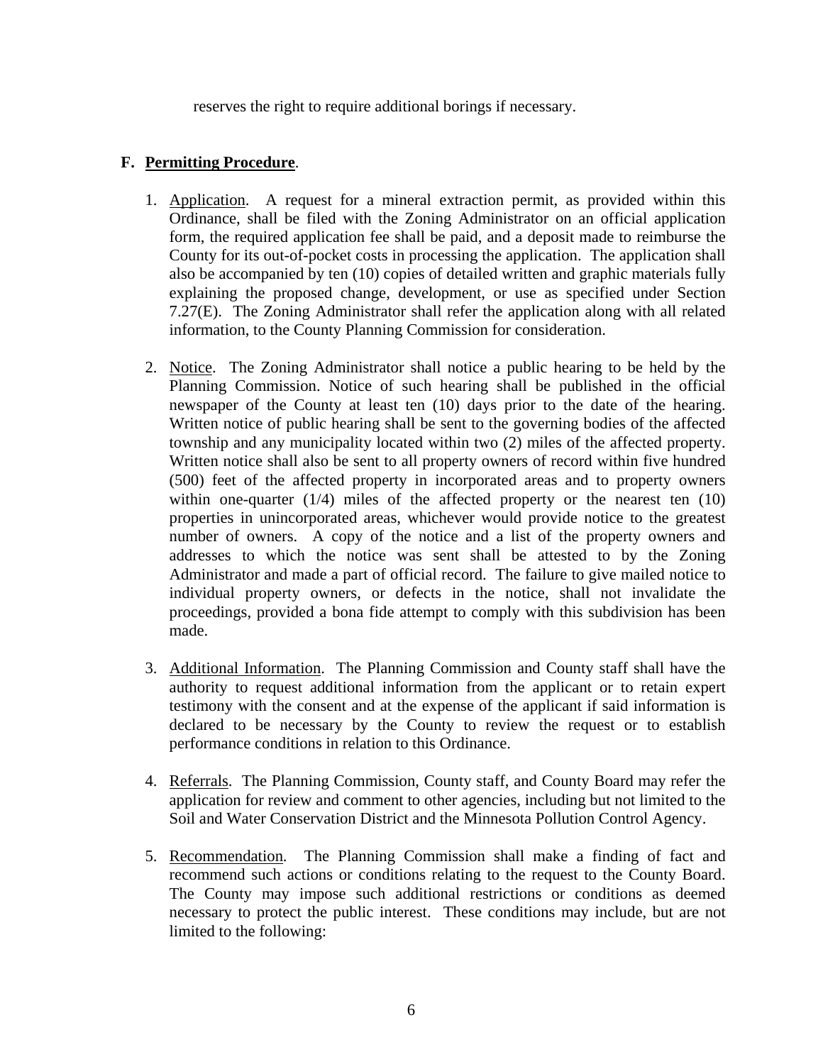reserves the right to require additional borings if necessary.

**F. <u>Permitting Procedure</u>.**

1. <u>Application</u>. A request for a mineral extraction permit, as provided within this Ordinance, shall be filed with the Zoning Administrator on an official application form, the required application fee shall be paid, and a deposit made to reimburse the County for its out-of-pocket costs in processing the application. The application shall also be accompanied by ten (10) copies of detailed written and graphic materials fully explaining the proposed change, development, or use as specified under Section 7.27(E). The Zoning Administrator shall refer the application along with all related information, to the County Planning Commission for consideration.

2. <u>Notice</u>. The Zoning Administrator shall notice a public hearing to be held by the Planning Commission. Notice of such hearing shall be published in the official newspaper of the County at least ten (10) days prior to the date of the hearing. Written notice of public hearing shall be sent to the governing bodies of the affected township and any municipality located within two (2) miles of the affected property. Written notice shall also be sent to all property owners of record within five hundred (500) feet of the affected property in incorporated areas and to property owners within one-quarter (1/4) miles of the affected property or the nearest ten (10) properties in unincorporated areas, whichever would provide notice to the greatest number of owners. A copy of the notice and a list of the property owners and addresses to which the notice was sent shall be attested to by the Zoning Administrator and made a part of official record. The failure to give mailed notice to individual property owners, or defects in the notice, shall not invalidate the proceedings, provided a bona fide attempt to comply with this subdivision has been made.

3. <u>Additional Information</u>. The Planning Commission and County staff shall have the authority to request additional information from the applicant or to retain expert testimony with the consent and at the expense of the applicant if said information is declared to be necessary by the County to review the request or to establish performance conditions in relation to this Ordinance.

4. <u>Referrals</u>. The Planning Commission, County staff, and County Board may refer the application for review and comment to other agencies, including but not limited to the Soil and Water Conservation District and the Minnesota Pollution Control Agency.

5. <u>Recommendation</u>. The Planning Commission shall make a finding of fact and recommend such actions or conditions relating to the request to the County Board. The County may impose such additional restrictions or conditions as deemed necessary to protect the public interest. These conditions may include, but are not limited to the following: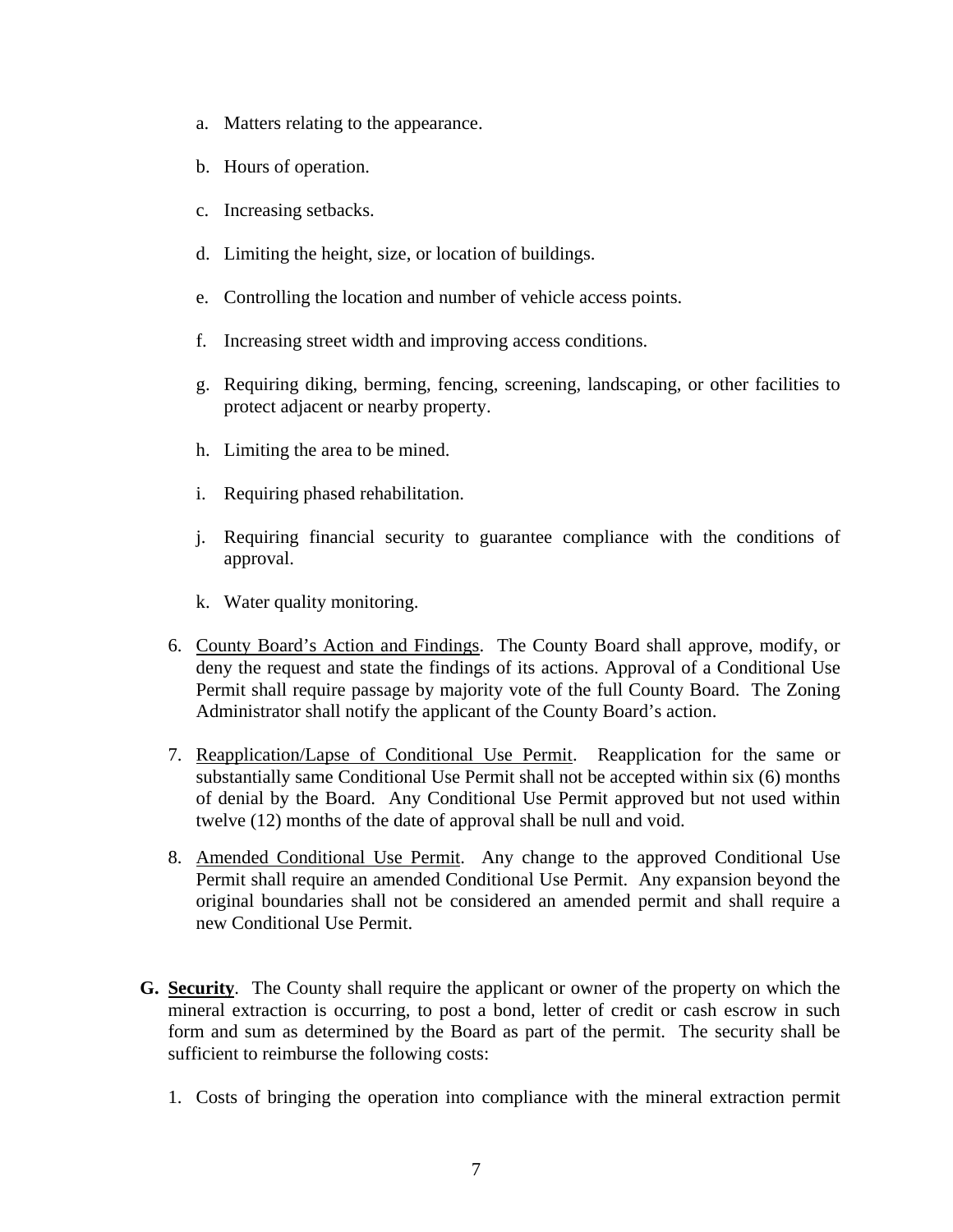a. Matters relating to the appearance.

   b. Hours of operation.

   c. Increasing setbacks.

   d. Limiting the height, size, or location of buildings.

   e. Controlling the location and number of vehicle access points.

   f. Increasing street width and improving access conditions.

   g. Requiring diking, berming, fencing, screening, landscaping, or other facilities to protect adjacent or nearby property.

   h. Limiting the area to be mined.

   i. Requiring phased rehabilitation.

   j. Requiring financial security to guarantee compliance with the conditions of approval.

   k. Water quality monitoring.

6. <u>County Board's Action and Findings</u>. The County Board shall approve, modify, or deny the request and state the findings of its actions. Approval of a Conditional Use Permit shall require passage by majority vote of the full County Board. The Zoning Administrator shall notify the applicant of the County Board's action.

7. <u>Reapplication/Lapse of Conditional Use Permit</u>. Reapplication for the same or substantially same Conditional Use Permit shall not be accepted within six (6) months of denial by the Board. Any Conditional Use Permit approved but not used within twelve (12) months of the date of approval shall be null and void.

8. <u>Amended Conditional Use Permit</u>. Any change to the approved Conditional Use Permit shall require an amended Conditional Use Permit. Any expansion beyond the original boundaries shall not be considered an amended permit and shall require a new Conditional Use Permit.

**G. <u>Security</u>**. The County shall require the applicant or owner of the property on which the mineral extraction is occurring, to post a bond, letter of credit or cash escrow in such form and sum as determined by the Board as part of the permit. The security shall be sufficient to reimburse the following costs:

1. Costs of bringing the operation into compliance with the mineral extraction permit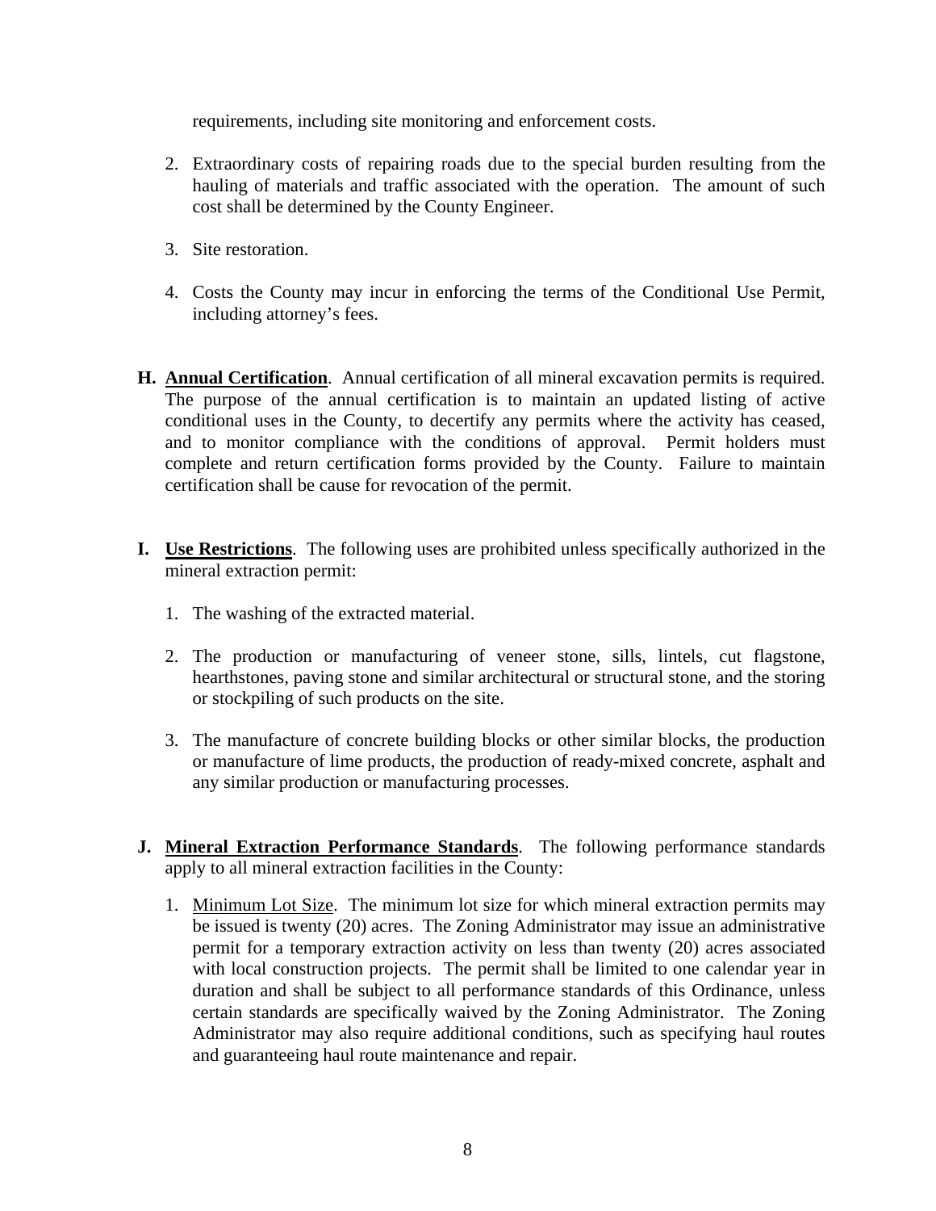requirements, including site monitoring and enforcement costs.

2. Extraordinary costs of repairing roads due to the special burden resulting from the hauling of materials and traffic associated with the operation. The amount of such cost shall be determined by the County Engineer.

3. Site restoration.

4. Costs the County may incur in enforcing the terms of the Conditional Use Permit, including attorney's fees.

**H. Annual Certification**. Annual certification of all mineral excavation permits is required. The purpose of the annual certification is to maintain an updated listing of active conditional uses in the County, to decertify any permits where the activity has ceased, and to monitor compliance with the conditions of approval. Permit holders must complete and return certification forms provided by the County. Failure to maintain certification shall be cause for revocation of the permit.

**I. Use Restrictions**. The following uses are prohibited unless specifically authorized in the mineral extraction permit:

1. The washing of the extracted material.

2. The production or manufacturing of veneer stone, sills, lintels, cut flagstone, hearthstones, paving stone and similar architectural or structural stone, and the storing or stockpiling of such products on the site.

3. The manufacture of concrete building blocks or other similar blocks, the production or manufacture of lime products, the production of ready-mixed concrete, asphalt and any similar production or manufacturing processes.

**J. Mineral Extraction Performance Standards**. The following performance standards apply to all mineral extraction facilities in the County:

1. Minimum Lot Size. The minimum lot size for which mineral extraction permits may be issued is twenty (20) acres. The Zoning Administrator may issue an administrative permit for a temporary extraction activity on less than twenty (20) acres associated with local construction projects. The permit shall be limited to one calendar year in duration and shall be subject to all performance standards of this Ordinance, unless certain standards are specifically waived by the Zoning Administrator. The Zoning Administrator may also require additional conditions, such as specifying haul routes and guaranteeing haul route maintenance and repair.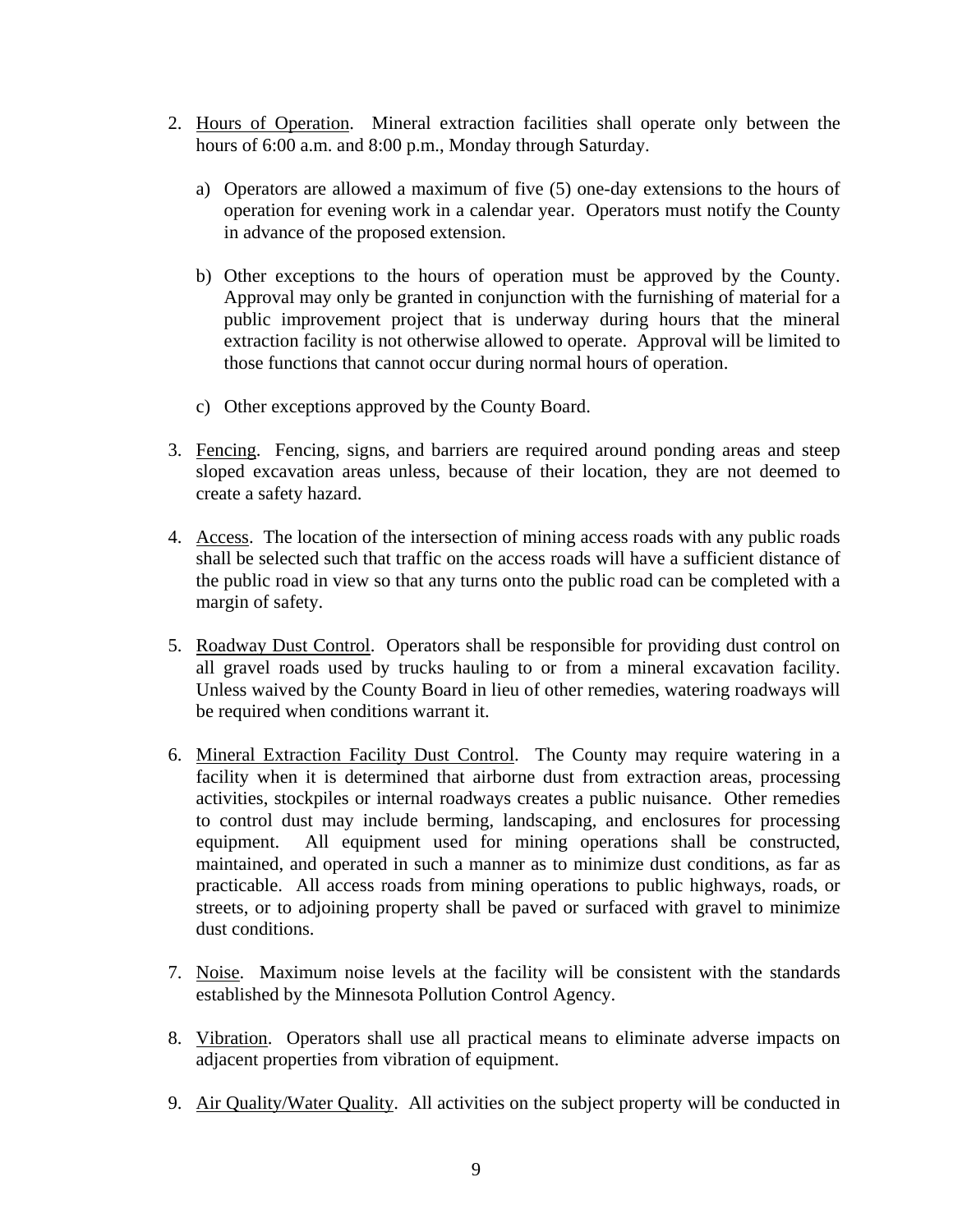2. Hours of Operation. Mineral extraction facilities shall operate only between the hours of 6:00 a.m. and 8:00 p.m., Monday through Saturday.

   a) Operators are allowed a maximum of five (5) one-day extensions to the hours of operation for evening work in a calendar year. Operators must notify the County in advance of the proposed extension.

   b) Other exceptions to the hours of operation must be approved by the County. Approval may only be granted in conjunction with the furnishing of material for a public improvement project that is underway during hours that the mineral extraction facility is not otherwise allowed to operate. Approval will be limited to those functions that cannot occur during normal hours of operation.

   c) Other exceptions approved by the County Board.

3. Fencing. Fencing, signs, and barriers are required around ponding areas and steep sloped excavation areas unless, because of their location, they are not deemed to create a safety hazard.

4. Access. The location of the intersection of mining access roads with any public roads shall be selected such that traffic on the access roads will have a sufficient distance of the public road in view so that any turns onto the public road can be completed with a margin of safety.

5. Roadway Dust Control. Operators shall be responsible for providing dust control on all gravel roads used by trucks hauling to or from a mineral excavation facility. Unless waived by the County Board in lieu of other remedies, watering roadways will be required when conditions warrant it.

6. Mineral Extraction Facility Dust Control. The County may require watering in a facility when it is determined that airborne dust from extraction areas, processing activities, stockpiles or internal roadways creates a public nuisance. Other remedies to control dust may include berming, landscaping, and enclosures for processing equipment. All equipment used for mining operations shall be constructed, maintained, and operated in such a manner as to minimize dust conditions, as far as practicable. All access roads from mining operations to public highways, roads, or streets, or to adjoining property shall be paved or surfaced with gravel to minimize dust conditions.

7. Noise. Maximum noise levels at the facility will be consistent with the standards established by the Minnesota Pollution Control Agency.

8. Vibration. Operators shall use all practical means to eliminate adverse impacts on adjacent properties from vibration of equipment.

9. Air Quality/Water Quality. All activities on the subject property will be conducted in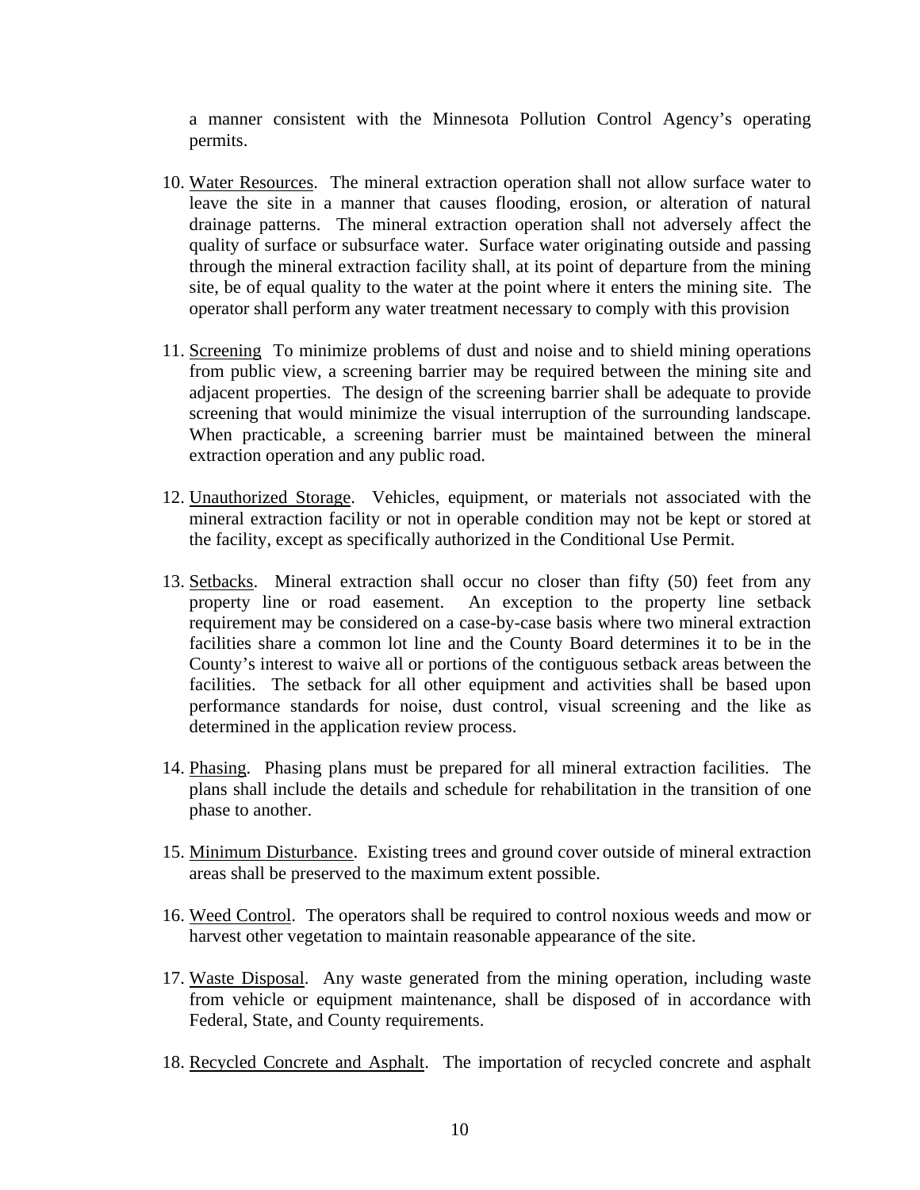a manner consistent with the Minnesota Pollution Control Agency's operating permits.

10. Water Resources. The mineral extraction operation shall not allow surface water to leave the site in a manner that causes flooding, erosion, or alteration of natural drainage patterns. The mineral extraction operation shall not adversely affect the quality of surface or subsurface water. Surface water originating outside and passing through the mineral extraction facility shall, at its point of departure from the mining site, be of equal quality to the water at the point where it enters the mining site. The operator shall perform any water treatment necessary to comply with this provision

11. Screening To minimize problems of dust and noise and to shield mining operations from public view, a screening barrier may be required between the mining site and adjacent properties. The design of the screening barrier shall be adequate to provide screening that would minimize the visual interruption of the surrounding landscape. When practicable, a screening barrier must be maintained between the mineral extraction operation and any public road.

12. Unauthorized Storage. Vehicles, equipment, or materials not associated with the mineral extraction facility or not in operable condition may not be kept or stored at the facility, except as specifically authorized in the Conditional Use Permit.

13. Setbacks. Mineral extraction shall occur no closer than fifty (50) feet from any property line or road easement. An exception to the property line setback requirement may be considered on a case-by-case basis where two mineral extraction facilities share a common lot line and the County Board determines it to be in the County's interest to waive all or portions of the contiguous setback areas between the facilities. The setback for all other equipment and activities shall be based upon performance standards for noise, dust control, visual screening and the like as determined in the application review process.

14. Phasing. Phasing plans must be prepared for all mineral extraction facilities. The plans shall include the details and schedule for rehabilitation in the transition of one phase to another.

15. Minimum Disturbance. Existing trees and ground cover outside of mineral extraction areas shall be preserved to the maximum extent possible.

16. Weed Control. The operators shall be required to control noxious weeds and mow or harvest other vegetation to maintain reasonable appearance of the site.

17. Waste Disposal. Any waste generated from the mining operation, including waste from vehicle or equipment maintenance, shall be disposed of in accordance with Federal, State, and County requirements.

18. Recycled Concrete and Asphalt. The importation of recycled concrete and asphalt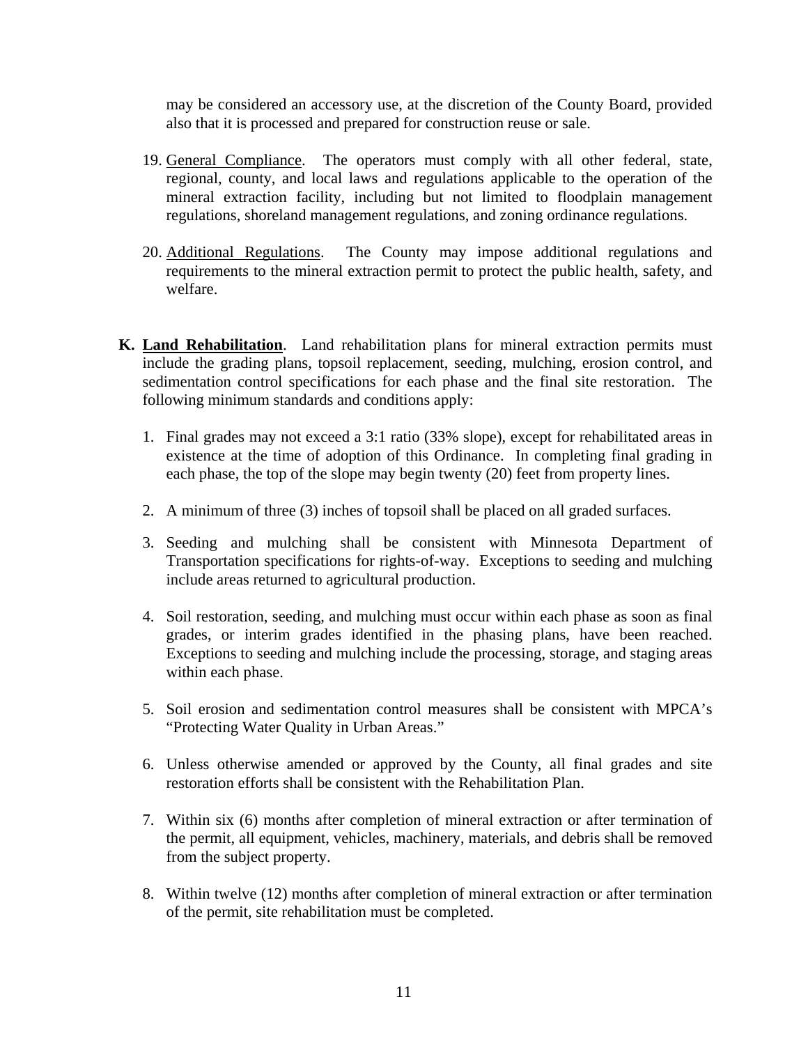may be considered an accessory use, at the discretion of the County Board, provided also that it is processed and prepared for construction reuse or sale.

19. General Compliance. The operators must comply with all other federal, state, regional, county, and local laws and regulations applicable to the operation of the mineral extraction facility, including but not limited to floodplain management regulations, shoreland management regulations, and zoning ordinance regulations.

20. Additional Regulations. The County may impose additional regulations and requirements to the mineral extraction permit to protect the public health, safety, and welfare.

**K. Land Rehabilitation**. Land rehabilitation plans for mineral extraction permits must include the grading plans, topsoil replacement, seeding, mulching, erosion control, and sedimentation control specifications for each phase and the final site restoration. The following minimum standards and conditions apply:

1. Final grades may not exceed a 3:1 ratio (33% slope), except for rehabilitated areas in existence at the time of adoption of this Ordinance. In completing final grading in each phase, the top of the slope may begin twenty (20) feet from property lines.

2. A minimum of three (3) inches of topsoil shall be placed on all graded surfaces.

3. Seeding and mulching shall be consistent with Minnesota Department of Transportation specifications for rights-of-way. Exceptions to seeding and mulching include areas returned to agricultural production.

4. Soil restoration, seeding, and mulching must occur within each phase as soon as final grades, or interim grades identified in the phasing plans, have been reached. Exceptions to seeding and mulching include the processing, storage, and staging areas within each phase.

5. Soil erosion and sedimentation control measures shall be consistent with MPCA's "Protecting Water Quality in Urban Areas."

6. Unless otherwise amended or approved by the County, all final grades and site restoration efforts shall be consistent with the Rehabilitation Plan.

7. Within six (6) months after completion of mineral extraction or after termination of the permit, all equipment, vehicles, machinery, materials, and debris shall be removed from the subject property.

8. Within twelve (12) months after completion of mineral extraction or after termination of the permit, site rehabilitation must be completed.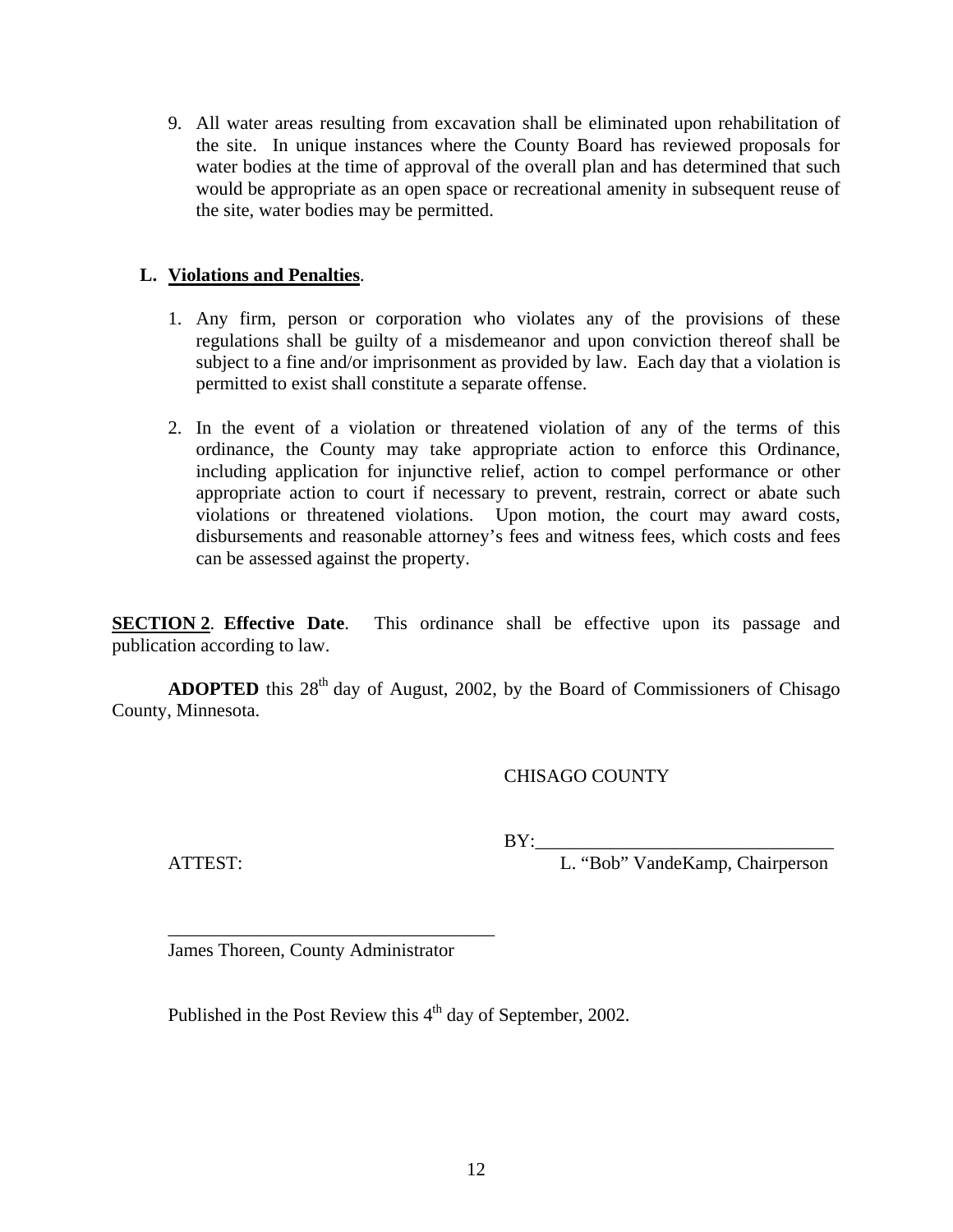9. All water areas resulting from excavation shall be eliminated upon rehabilitation of the site. In unique instances where the County Board has reviewed proposals for water bodies at the time of approval of the overall plan and has determined that such would be appropriate as an open space or recreational amenity in subsequent reuse of the site, water bodies may be permitted.

**L. Violations and Penalties**.

1. Any firm, person or corporation who violates any of the provisions of these regulations shall be guilty of a misdemeanor and upon conviction thereof shall be subject to a fine and/or imprisonment as provided by law. Each day that a violation is permitted to exist shall constitute a separate offense.

2. In the event of a violation or threatened violation of any of the terms of this ordinance, the County may take appropriate action to enforce this Ordinance, including application for injunctive relief, action to compel performance or other appropriate action to court if necessary to prevent, restrain, correct or abate such violations or threatened violations. Upon motion, the court may award costs, disbursements and reasonable attorney's fees and witness fees, which costs and fees can be assessed against the property.

**SECTION 2**. **Effective Date**. This ordinance shall be effective upon its passage and publication according to law.

**ADOPTED** this 28th day of August, 2002, by the Board of Commissioners of Chisago County, Minnesota.

CHISAGO COUNTY

BY:_______________________________

ATTEST: L. "Bob" VandeKamp, Chairperson

___________________________________

James Thoreen, County Administrator

Published in the Post Review this 4th day of September, 2002.